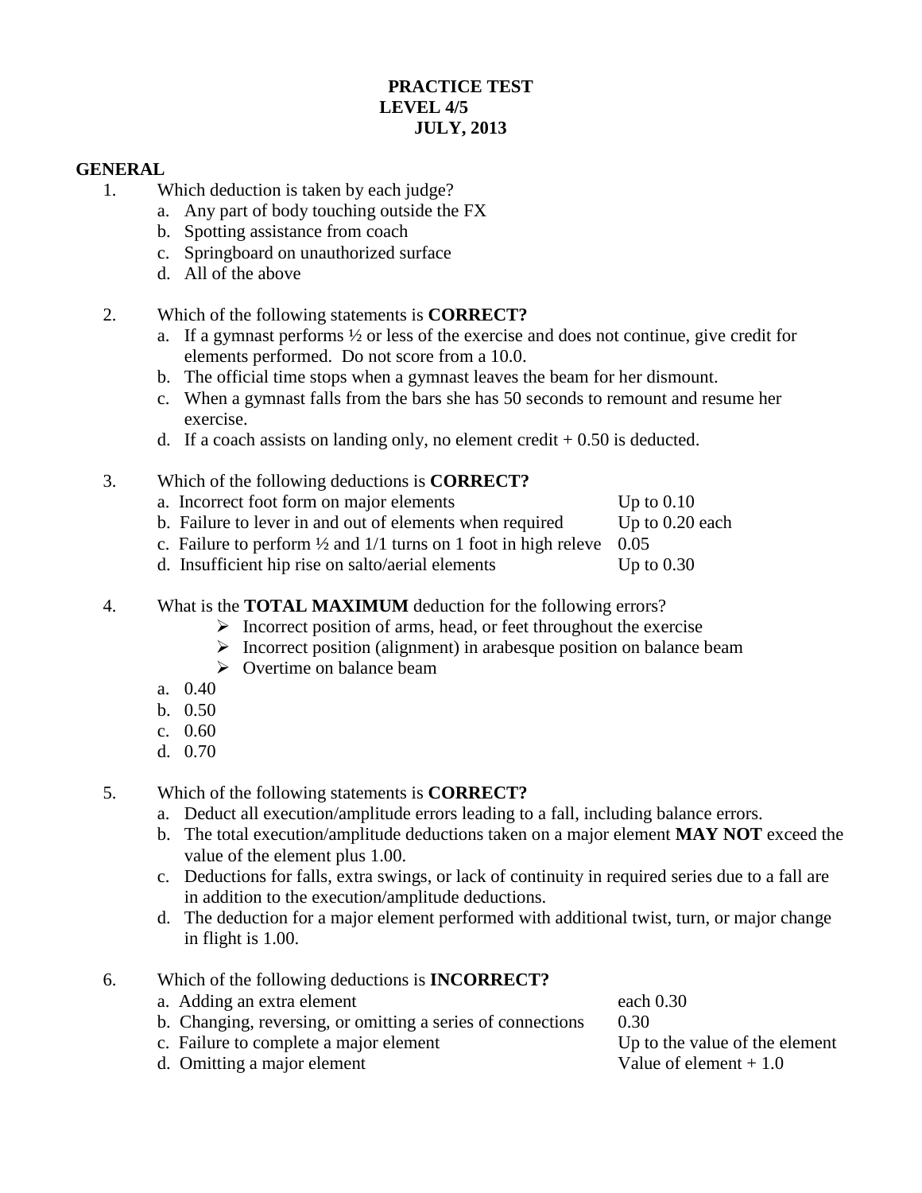# PRACTICE TEST
## LEVEL 4/5
## JULY, 2013

**GENERAL**

1. Which deduction is taken by each judge?
   a. Any part of body touching outside the FX
   b. Spotting assistance from coach
   c. Springboard on unauthorized surface
   d. All of the above

2. Which of the following statements is **CORRECT?**
   a. If a gymnast performs ½ or less of the exercise and does not continue, give credit for elements performed. Do not score from a 10.0.
   b. The official time stops when a gymnast leaves the beam for her dismount.
   c. When a gymnast falls from the bars she has 50 seconds to remount and resume her exercise.
   d. If a coach assists on landing only, no element credit + 0.50 is deducted.

3. Which of the following deductions is **CORRECT?**

| | |
|---|---|
| a. Incorrect foot form on major elements | Up to 0.10 |
| b. Failure to lever in and out of elements when required | Up to 0.20 each |
| c. Failure to perform ½ and 1/1 turns on 1 foot in high releve | 0.05 |
| d. Insufficient hip rise on salto/aerial elements | Up to 0.30 |

4. What is the **TOTAL MAXIMUM** deduction for the following errors?
   - Incorrect position of arms, head, or feet throughout the exercise
   - Incorrect position (alignment) in arabesque position on balance beam
   - Overtime on balance beam

   a. 0.40
   b. 0.50
   c. 0.60
   d. 0.70

5. Which of the following statements is **CORRECT?**
   a. Deduct all execution/amplitude errors leading to a fall, including balance errors.
   b. The total execution/amplitude deductions taken on a major element **MAY NOT** exceed the value of the element plus 1.00.
   c. Deductions for falls, extra swings, or lack of continuity in required series due to a fall are in addition to the execution/amplitude deductions.
   d. The deduction for a major element performed with additional twist, turn, or major change in flight is 1.00.

6. Which of the following deductions is **INCORRECT?**

| | |
|---|---|
| a. Adding an extra element | each 0.30 |
| b. Changing, reversing, or omitting a series of connections | 0.30 |
| c. Failure to complete a major element | Up to the value of the element |
| d. Omitting a major element | Value of element + 1.0 |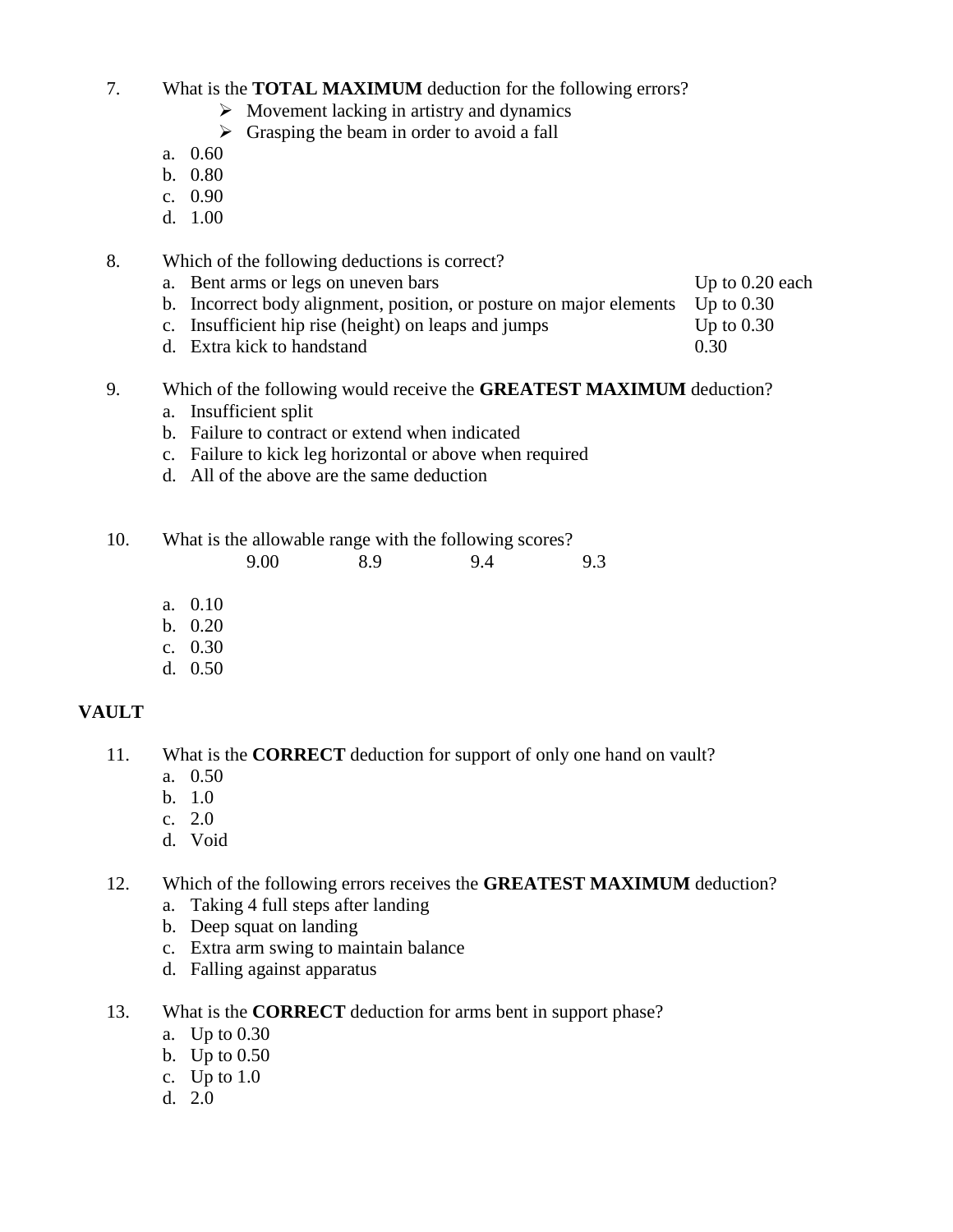7. What is the **TOTAL MAXIMUM** deduction for the following errors?
   - Movement lacking in artistry and dynamics
   - Grasping the beam in order to avoid a fall

   a. 0.60
   b. 0.80
   c. 0.90
   d. 1.00

8. Which of the following deductions is correct?

   | | | |
   |---|---|---|
   | a. | Bent arms or legs on uneven bars | Up to 0.20 each |
   | b. | Incorrect body alignment, position, or posture on major elements | Up to 0.30 |
   | c. | Insufficient hip rise (height) on leaps and jumps | Up to 0.30 |
   | d. | Extra kick to handstand | 0.30 |

9. Which of the following would receive the **GREATEST MAXIMUM** deduction?
   a. Insufficient split
   b. Failure to contract or extend when indicated
   c. Failure to kick leg horizontal or above when required
   d. All of the above are the same deduction

10. What is the allowable range with the following scores?

    9.00 8.9 9.4 9.3

    a. 0.10
    b. 0.20
    c. 0.30
    d. 0.50

## VAULT

11. What is the **CORRECT** deduction for support of only one hand on vault?
    a. 0.50
    b. 1.0
    c. 2.0
    d. Void

12. Which of the following errors receives the **GREATEST MAXIMUM** deduction?
    a. Taking 4 full steps after landing
    b. Deep squat on landing
    c. Extra arm swing to maintain balance
    d. Falling against apparatus

13. What is the **CORRECT** deduction for arms bent in support phase?
    a. Up to 0.30
    b. Up to 0.50
    c. Up to 1.0
    d. 2.0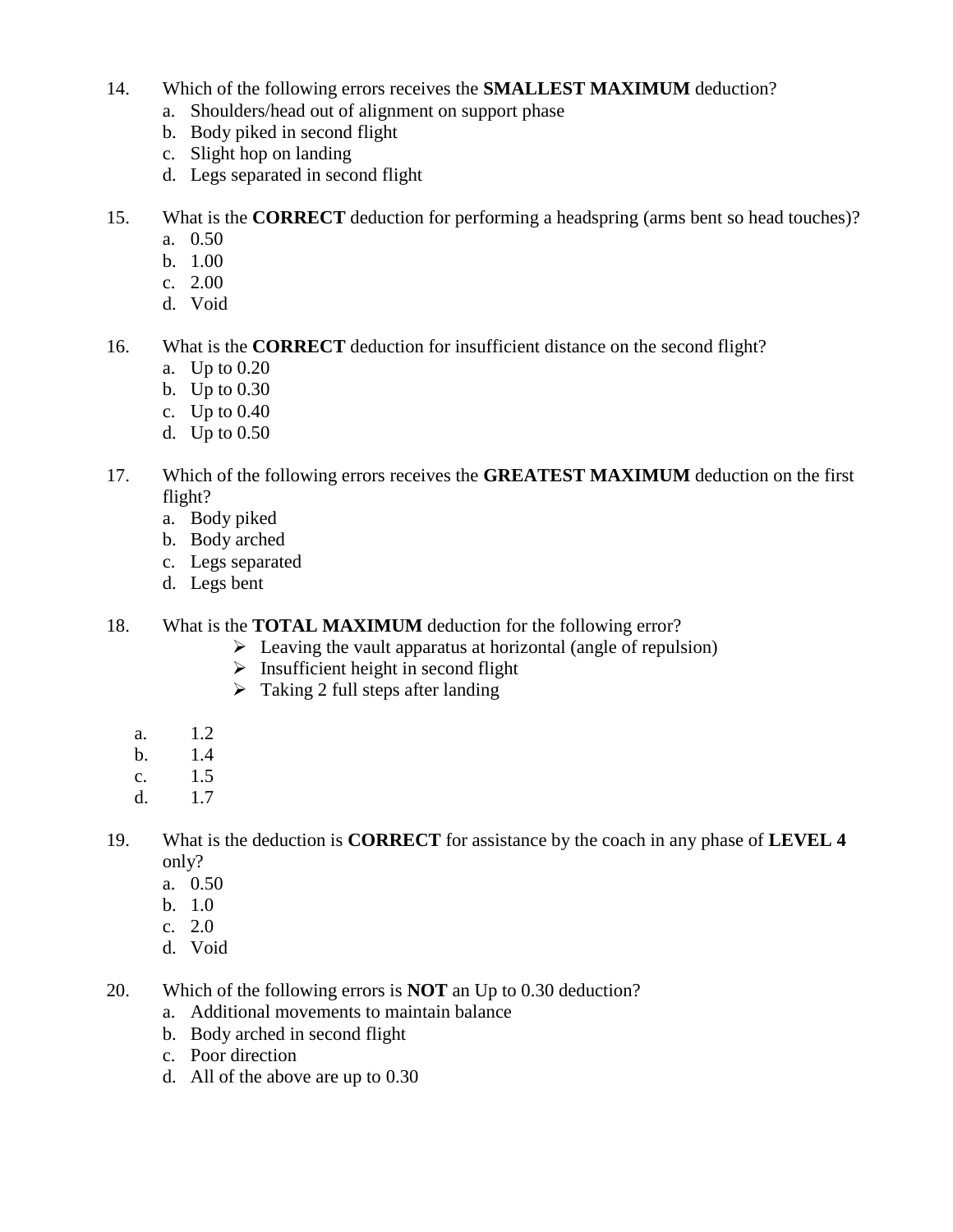14. Which of the following errors receives the **SMALLEST MAXIMUM** deduction?
    a. Shoulders/head out of alignment on support phase
    b. Body piked in second flight
    c. Slight hop on landing
    d. Legs separated in second flight

15. What is the **CORRECT** deduction for performing a headspring (arms bent so head touches)?
    a. 0.50
    b. 1.00
    c. 2.00
    d. Void

16. What is the **CORRECT** deduction for insufficient distance on the second flight?
    a. Up to 0.20
    b. Up to 0.30
    c. Up to 0.40
    d. Up to 0.50

17. Which of the following errors receives the **GREATEST MAXIMUM** deduction on the first flight?
    a. Body piked
    b. Body arched
    c. Legs separated
    d. Legs bent

18. What is the **TOTAL MAXIMUM** deduction for the following error?
    - Leaving the vault apparatus at horizontal (angle of repulsion)
    - Insufficient height in second flight
    - Taking 2 full steps after landing

    a. 1.2
    b. 1.4
    c. 1.5
    d. 1.7

19. What is the deduction is **CORRECT** for assistance by the coach in any phase of **LEVEL 4** only?
    a. 0.50
    b. 1.0
    c. 2.0
    d. Void

20. Which of the following errors is **NOT** an Up to 0.30 deduction?
    a. Additional movements to maintain balance
    b. Body arched in second flight
    c. Poor direction
    d. All of the above are up to 0.30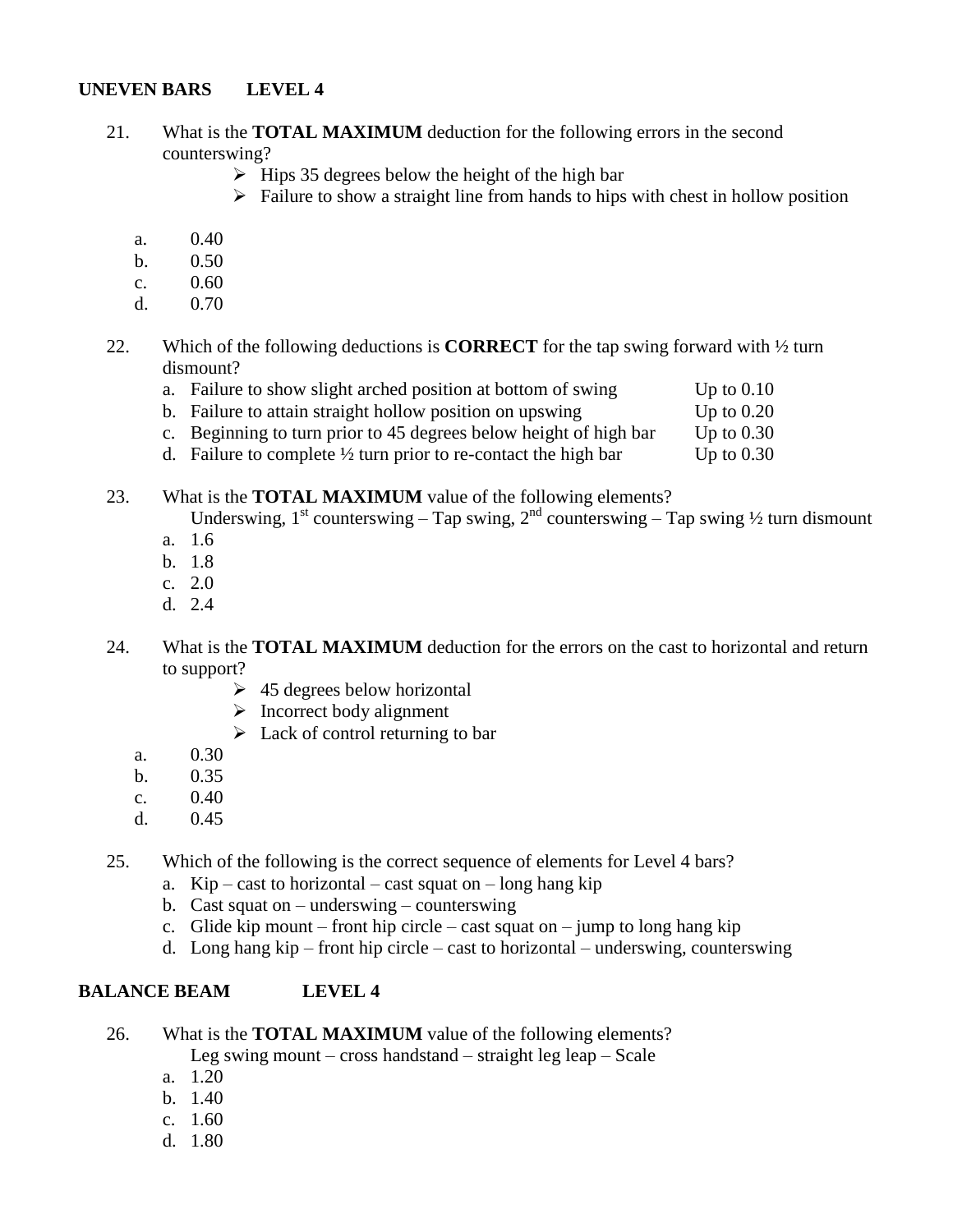**UNEVEN BARS LEVEL 4**

21. What is the **TOTAL MAXIMUM** deduction for the following errors in the second counterswing?
    - Hips 35 degrees below the height of the high bar
    - Failure to show a straight line from hands to hips with chest in hollow position

    a. 0.40
    b. 0.50
    c. 0.60
    d. 0.70

22. Which of the following deductions is **CORRECT** for the tap swing forward with ½ turn dismount?

    | | |
    |---|---|
    | a. Failure to show slight arched position at bottom of swing | Up to 0.10 |
    | b. Failure to attain straight hollow position on upswing | Up to 0.20 |
    | c. Beginning to turn prior to 45 degrees below height of high bar | Up to 0.30 |
    | d. Failure to complete ½ turn prior to re-contact the high bar | Up to 0.30 |

23. What is the **TOTAL MAXIMUM** value of the following elements?
    Underswing, 1st counterswing – Tap swing, 2nd counterswing – Tap swing ½ turn dismount

    a. 1.6
    b. 1.8
    c. 2.0
    d. 2.4

24. What is the **TOTAL MAXIMUM** deduction for the errors on the cast to horizontal and return to support?
    - 45 degrees below horizontal
    - Incorrect body alignment
    - Lack of control returning to bar

    a. 0.30
    b. 0.35
    c. 0.40
    d. 0.45

25. Which of the following is the correct sequence of elements for Level 4 bars?
    a. Kip – cast to horizontal – cast squat on – long hang kip
    b. Cast squat on – underswing – counterswing
    c. Glide kip mount – front hip circle – cast squat on – jump to long hang kip
    d. Long hang kip – front hip circle – cast to horizontal – underswing, counterswing

**BALANCE BEAM LEVEL 4**

26. What is the **TOTAL MAXIMUM** value of the following elements?
    Leg swing mount – cross handstand – straight leg leap – Scale

    a. 1.20
    b. 1.40
    c. 1.60
    d. 1.80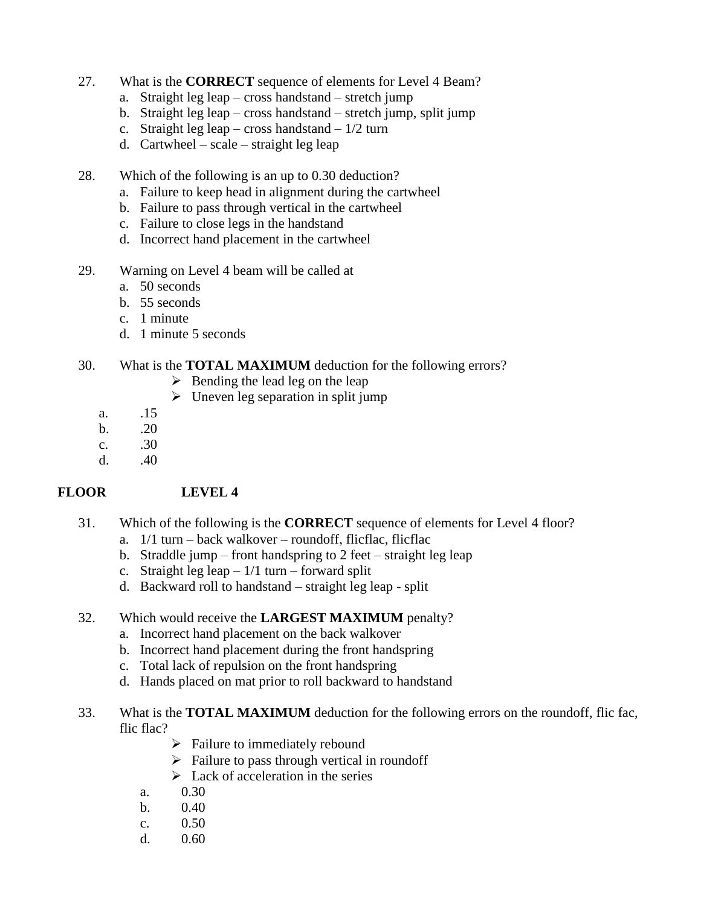27. What is the **CORRECT** sequence of elements for Level 4 Beam?
    a. Straight leg leap – cross handstand – stretch jump
    b. Straight leg leap – cross handstand – stretch jump, split jump
    c. Straight leg leap – cross handstand – 1/2 turn
    d. Cartwheel – scale – straight leg leap

28. Which of the following is an up to 0.30 deduction?
    a. Failure to keep head in alignment during the cartwheel
    b. Failure to pass through vertical in the cartwheel
    c. Failure to close legs in the handstand
    d. Incorrect hand placement in the cartwheel

29. Warning on Level 4 beam will be called at
    a. 50 seconds
    b. 55 seconds
    c. 1 minute
    d. 1 minute 5 seconds

30. What is the **TOTAL MAXIMUM** deduction for the following errors?
    - Bending the lead leg on the leap
    - Uneven leg separation in split jump

    a. .15
    b. .20
    c. .30
    d. .40

**FLOOR LEVEL 4**

31. Which of the following is the **CORRECT** sequence of elements for Level 4 floor?
    a. 1/1 turn – back walkover – roundoff, flicflac, flicflac
    b. Straddle jump – front handspring to 2 feet – straight leg leap
    c. Straight leg leap – 1/1 turn – forward split
    d. Backward roll to handstand – straight leg leap - split

32. Which would receive the **LARGEST MAXIMUM** penalty?
    a. Incorrect hand placement on the back walkover
    b. Incorrect hand placement during the front handspring
    c. Total lack of repulsion on the front handspring
    d. Hands placed on mat prior to roll backward to handstand

33. What is the **TOTAL MAXIMUM** deduction for the following errors on the roundoff, flic fac, flic flac?
    - Failure to immediately rebound
    - Failure to pass through vertical in roundoff
    - Lack of acceleration in the series

    a. 0.30
    b. 0.40
    c. 0.50
    d. 0.60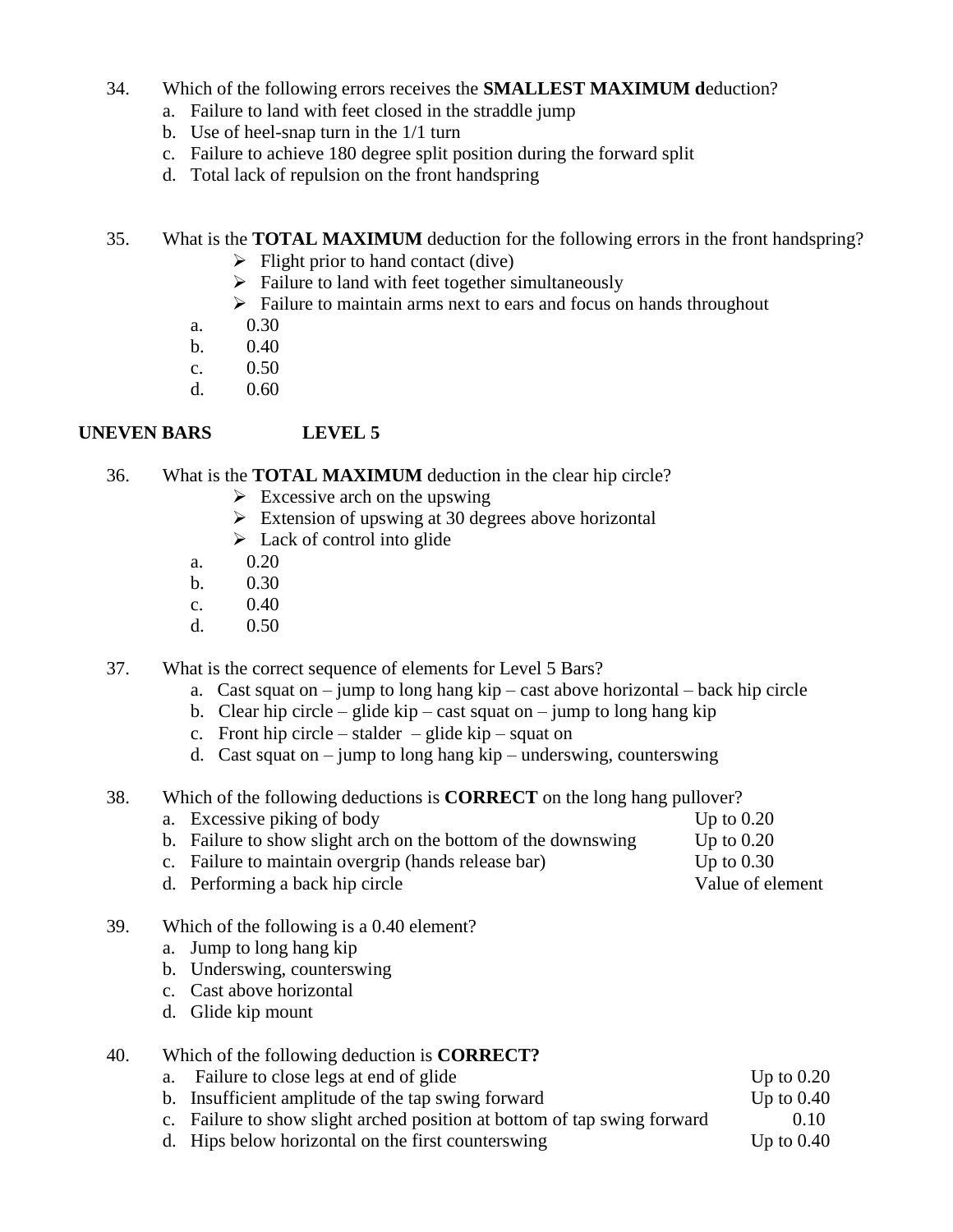34. Which of the following errors receives the **SMALLEST MAXIMUM d**eduction?
    a. Failure to land with feet closed in the straddle jump
    b. Use of heel-snap turn in the 1/1 turn
    c. Failure to achieve 180 degree split position during the forward split
    d. Total lack of repulsion on the front handspring

35. What is the **TOTAL MAXIMUM** deduction for the following errors in the front handspring?
    - Flight prior to hand contact (dive)
    - Failure to land with feet together simultaneously
    - Failure to maintain arms next to ears and focus on hands throughout

    a. 0.30
    b. 0.40
    c. 0.50
    d. 0.60

**UNEVEN BARS LEVEL 5**

36. What is the **TOTAL MAXIMUM** deduction in the clear hip circle?
    - Excessive arch on the upswing
    - Extension of upswing at 30 degrees above horizontal
    - Lack of control into glide

    a. 0.20
    b. 0.30
    c. 0.40
    d. 0.50

37. What is the correct sequence of elements for Level 5 Bars?
    a. Cast squat on – jump to long hang kip – cast above horizontal – back hip circle
    b. Clear hip circle – glide kip – cast squat on – jump to long hang kip
    c. Front hip circle – stalder – glide kip – squat on
    d. Cast squat on – jump to long hang kip – underswing, counterswing

38. Which of the following deductions is **CORRECT** on the long hang pullover?

| | | |
|---|---|---|
| a. | Excessive piking of body | Up to 0.20 |
| b. | Failure to show slight arch on the bottom of the downswing | Up to 0.20 |
| c. | Failure to maintain overgrip (hands release bar) | Up to 0.30 |
| d. | Performing a back hip circle | Value of element |

39. Which of the following is a 0.40 element?
    a. Jump to long hang kip
    b. Underswing, counterswing
    c. Cast above horizontal
    d. Glide kip mount

40. Which of the following deduction is **CORRECT?**

| | | |
|---|---|---|
| a. | Failure to close legs at end of glide | Up to 0.20 |
| b. | Insufficient amplitude of the tap swing forward | Up to 0.40 |
| c. | Failure to show slight arched position at bottom of tap swing forward | 0.10 |
| d. | Hips below horizontal on the first counterswing | Up to 0.40 |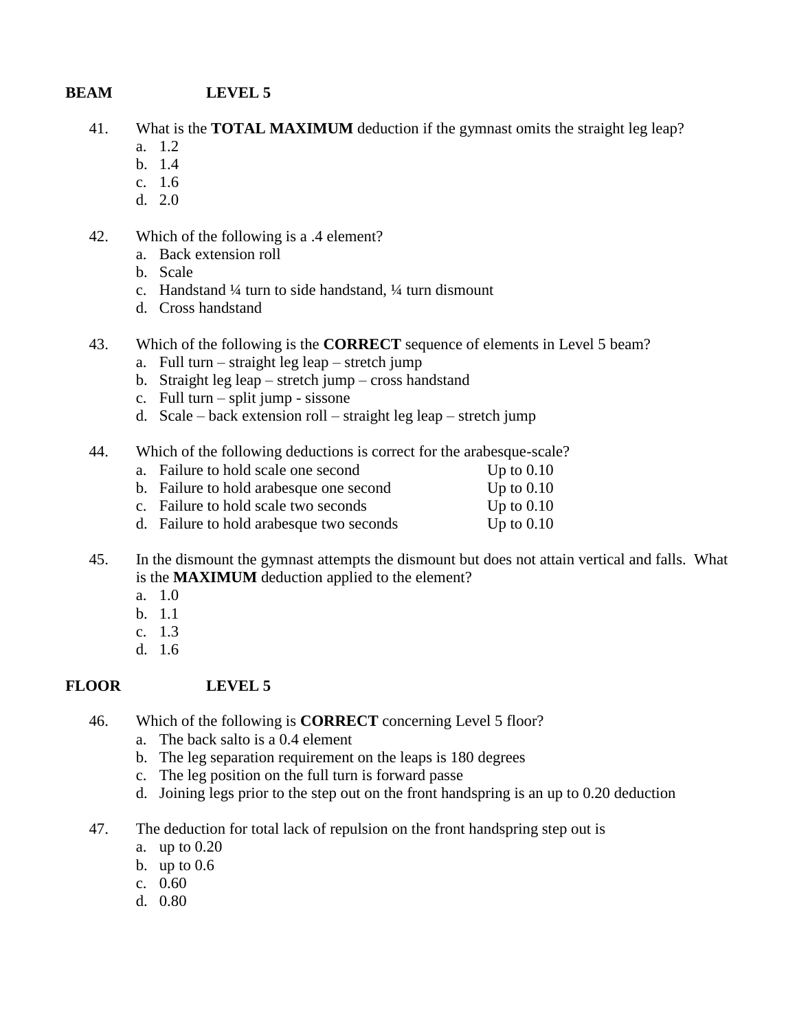**BEAM LEVEL 5**

41. What is the **TOTAL MAXIMUM** deduction if the gymnast omits the straight leg leap?
    a. 1.2
    b. 1.4
    c. 1.6
    d. 2.0

42. Which of the following is a .4 element?
    a. Back extension roll
    b. Scale
    c. Handstand ¼ turn to side handstand, ¼ turn dismount
    d. Cross handstand

43. Which of the following is the **CORRECT** sequence of elements in Level 5 beam?
    a. Full turn – straight leg leap – stretch jump
    b. Straight leg leap – stretch jump – cross handstand
    c. Full turn – split jump - sissone
    d. Scale – back extension roll – straight leg leap – stretch jump

44. Which of the following deductions is correct for the arabesque-scale?

| | | |
|---|---|---|
| a. | Failure to hold scale one second | Up to 0.10 |
| b. | Failure to hold arabesque one second | Up to 0.10 |
| c. | Failure to hold scale two seconds | Up to 0.10 |
| d. | Failure to hold arabesque two seconds | Up to 0.10 |

45. In the dismount the gymnast attempts the dismount but does not attain vertical and falls. What is the **MAXIMUM** deduction applied to the element?
    a. 1.0
    b. 1.1
    c. 1.3
    d. 1.6

**FLOOR LEVEL 5**

46. Which of the following is **CORRECT** concerning Level 5 floor?
    a. The back salto is a 0.4 element
    b. The leg separation requirement on the leaps is 180 degrees
    c. The leg position on the full turn is forward passe
    d. Joining legs prior to the step out on the front handspring is an up to 0.20 deduction

47. The deduction for total lack of repulsion on the front handspring step out is
    a. up to 0.20
    b. up to 0.6
    c. 0.60
    d. 0.80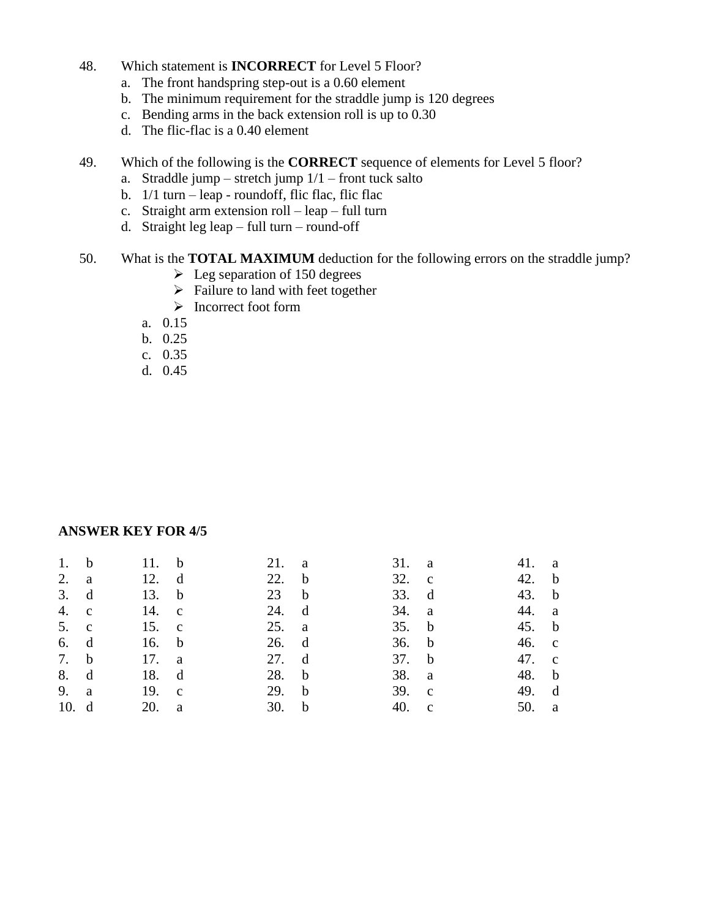48. Which statement is **INCORRECT** for Level 5 Floor?
   a. The front handspring step-out is a 0.60 element
   b. The minimum requirement for the straddle jump is 120 degrees
   c. Bending arms in the back extension roll is up to 0.30
   d. The flic-flac is a 0.40 element

49. Which of the following is the **CORRECT** sequence of elements for Level 5 floor?
   a. Straddle jump – stretch jump 1/1 – front tuck salto
   b. 1/1 turn – leap - roundoff, flic flac, flic flac
   c. Straight arm extension roll – leap – full turn
   d. Straight leg leap – full turn – round-off

50. What is the **TOTAL MAXIMUM** deduction for the following errors on the straddle jump?
   - Leg separation of 150 degrees
   - Failure to land with feet together
   - Incorrect foot form

   a. 0.15
   b. 0.25
   c. 0.35
   d. 0.45

**ANSWER KEY FOR 4/5**

| | | | | | | | | | |
|---|---|---|---|---|---|---|---|---|---|
| 1. | b | 11. | b | 21. | a | 31. | a | 41. | a |
| 2. | a | 12. | d | 22. | b | 32. | c | 42. | b |
| 3. | d | 13. | b | 23 | b | 33. | d | 43. | b |
| 4. | c | 14. | c | 24. | d | 34. | a | 44. | a |
| 5. | c | 15. | c | 25. | a | 35. | b | 45. | b |
| 6. | d | 16. | b | 26. | d | 36. | b | 46. | c |
| 7. | b | 17. | a | 27. | d | 37. | b | 47. | c |
| 8. | d | 18. | d | 28. | b | 38. | a | 48. | b |
| 9. | a | 19. | c | 29. | b | 39. | c | 49. | d |
| 10. | d | 20. | a | 30. | b | 40. | c | 50. | a |